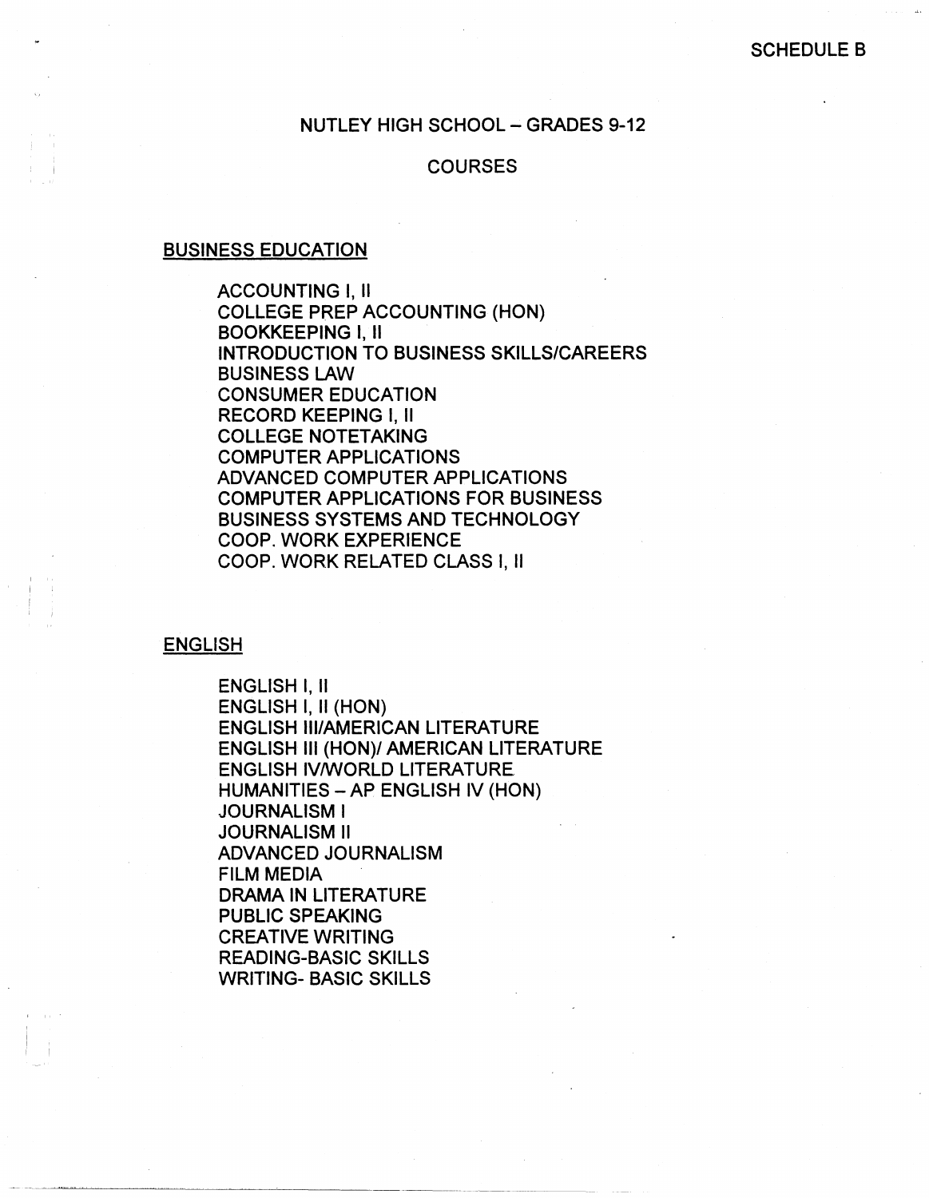SCHEDULE B

# NUTLEY HIGH SCHOOL – GRADES 9-12

## COURSES

### BUSINESS EDUCATION

ACCOUNTING I, II
COLLEGE PREP ACCOUNTING (HON)
BOOKKEEPING I, II
INTRODUCTION TO BUSINESS SKILLS/CAREERS
BUSINESS LAW
CONSUMER EDUCATION
RECORD KEEPING I, II
COLLEGE NOTETAKING
COMPUTER APPLICATIONS
ADVANCED COMPUTER APPLICATIONS
COMPUTER APPLICATIONS FOR BUSINESS
BUSINESS SYSTEMS AND TECHNOLOGY
COOP. WORK EXPERIENCE
COOP. WORK RELATED CLASS I, II

### ENGLISH

ENGLISH I, II
ENGLISH I, II (HON)
ENGLISH III/AMERICAN LITERATURE
ENGLISH III (HON)/ AMERICAN LITERATURE
ENGLISH IV/WORLD LITERATURE
HUMANITIES – AP ENGLISH IV (HON)
JOURNALISM I
JOURNALISM II
ADVANCED JOURNALISM
FILM MEDIA
DRAMA IN LITERATURE
PUBLIC SPEAKING
CREATIVE WRITING
READING-BASIC SKILLS
WRITING- BASIC SKILLS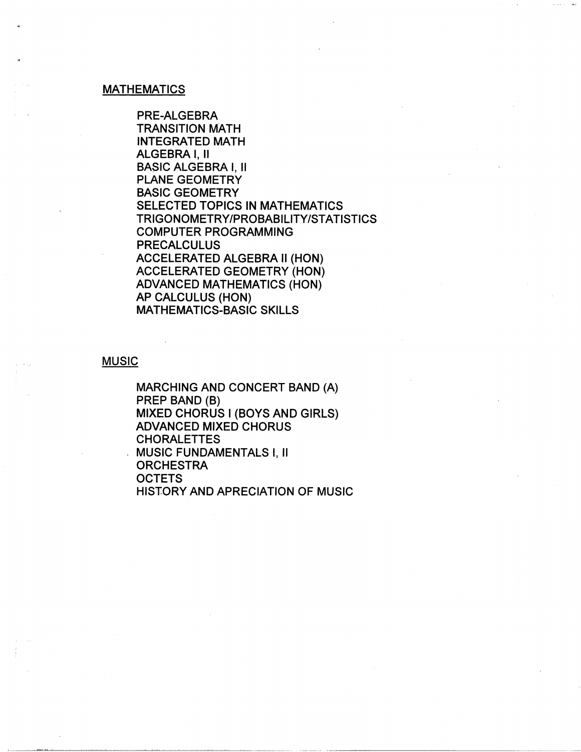## MATHEMATICS

- PRE-ALGEBRA
- TRANSITION MATH
- INTEGRATED MATH
- ALGEBRA I, II
- BASIC ALGEBRA I, II
- PLANE GEOMETRY
- BASIC GEOMETRY
- SELECTED TOPICS IN MATHEMATICS
- TRIGONOMETRY/PROBABILITY/STATISTICS
- COMPUTER PROGRAMMING
- PRECALCULUS
- ACCELERATED ALGEBRA II (HON)
- ACCELERATED GEOMETRY (HON)
- ADVANCED MATHEMATICS (HON)
- AP CALCULUS (HON)
- MATHEMATICS-BASIC SKILLS

## MUSIC

- MARCHING AND CONCERT BAND (A)
- PREP BAND (B)
- MIXED CHORUS I (BOYS AND GIRLS)
- ADVANCED MIXED CHORUS
- CHORALETTES
- MUSIC FUNDAMENTALS I, II
- ORCHESTRA
- OCTETS
- HISTORY AND APRECIATION OF MUSIC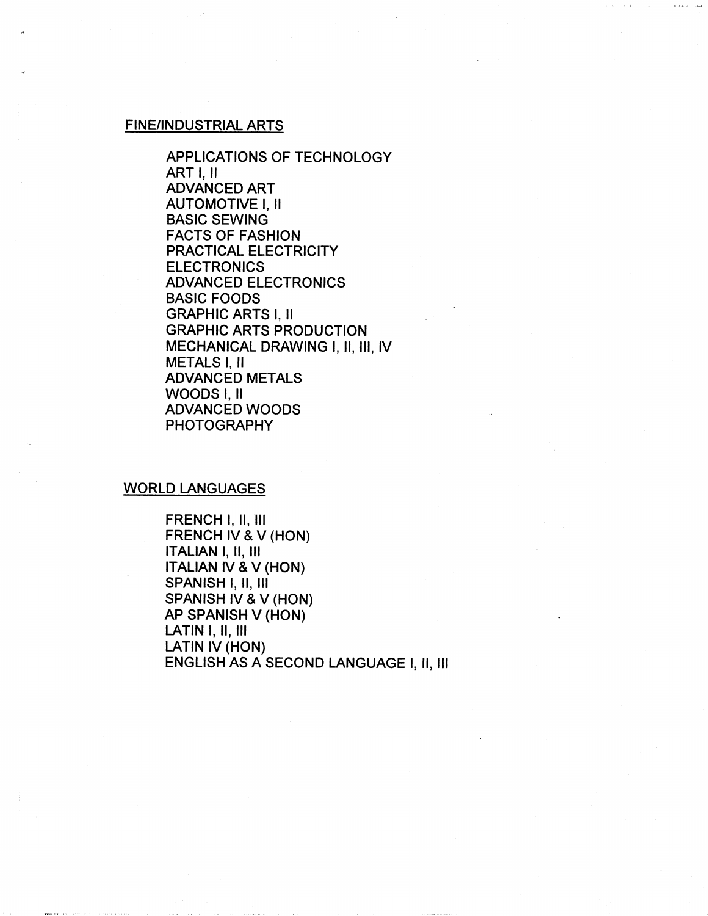## FINE/INDUSTRIAL ARTS

- APPLICATIONS OF TECHNOLOGY
- ART I, II
- ADVANCED ART
- AUTOMOTIVE I, II
- BASIC SEWING
- FACTS OF FASHION
- PRACTICAL ELECTRICITY
- ELECTRONICS
- ADVANCED ELECTRONICS
- BASIC FOODS
- GRAPHIC ARTS I, II
- GRAPHIC ARTS PRODUCTION
- MECHANICAL DRAWING I, II, III, IV
- METALS I, II
- ADVANCED METALS
- WOODS I, II
- ADVANCED WOODS
- PHOTOGRAPHY

## WORLD LANGUAGES

- FRENCH I, II, III
- FRENCH IV & V (HON)
- ITALIAN I, II, III
- ITALIAN IV & V (HON)
- SPANISH I, II, III
- SPANISH IV & V (HON)
- AP SPANISH V (HON)
- LATIN I, II, III
- LATIN IV (HON)
- ENGLISH AS A SECOND LANGUAGE I, II, III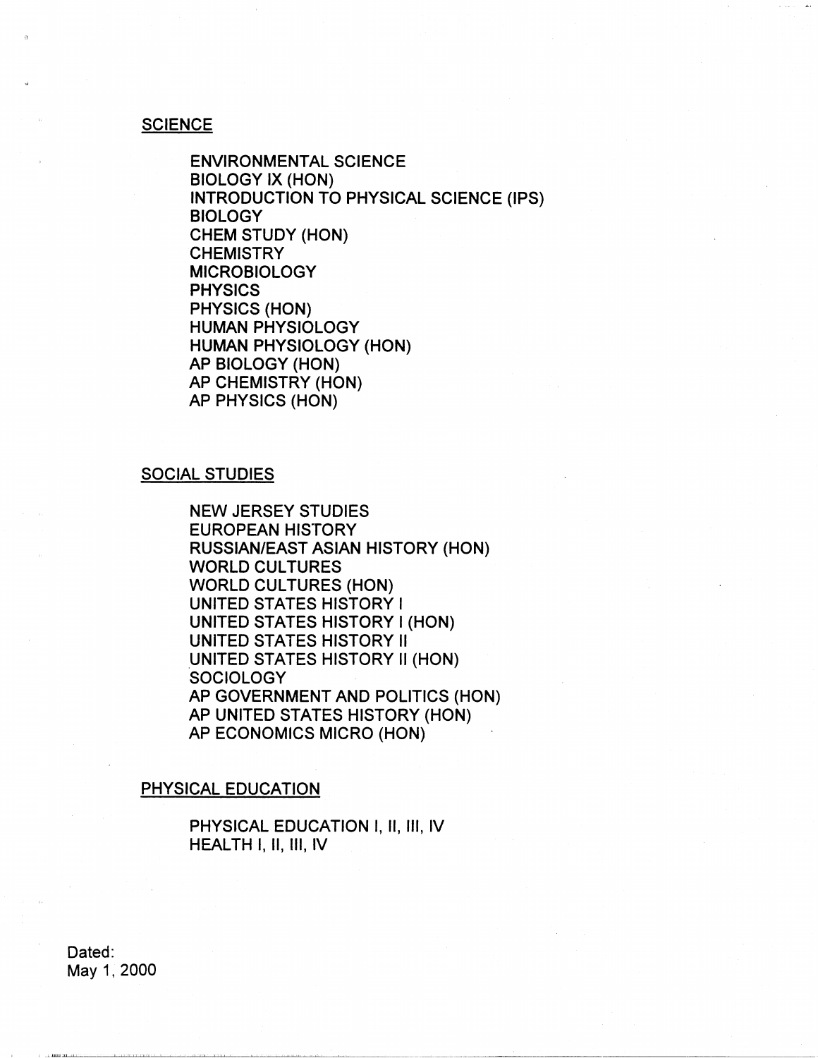## SCIENCE

ENVIRONMENTAL SCIENCE
BIOLOGY IX (HON)
INTRODUCTION TO PHYSICAL SCIENCE (IPS)
BIOLOGY
CHEM STUDY (HON)
CHEMISTRY
MICROBIOLOGY
PHYSICS
PHYSICS (HON)
HUMAN PHYSIOLOGY
HUMAN PHYSIOLOGY (HON)
AP BIOLOGY (HON)
AP CHEMISTRY (HON)
AP PHYSICS (HON)

## SOCIAL STUDIES

NEW JERSEY STUDIES
EUROPEAN HISTORY
RUSSIAN/EAST ASIAN HISTORY (HON)
WORLD CULTURES
WORLD CULTURES (HON)
UNITED STATES HISTORY I
UNITED STATES HISTORY I (HON)
UNITED STATES HISTORY II
UNITED STATES HISTORY II (HON)
SOCIOLOGY
AP GOVERNMENT AND POLITICS (HON)
AP UNITED STATES HISTORY (HON)
AP ECONOMICS MICRO (HON)

## PHYSICAL EDUCATION

PHYSICAL EDUCATION I, II, III, IV
HEALTH I, II, III, IV

Dated:
May 1, 2000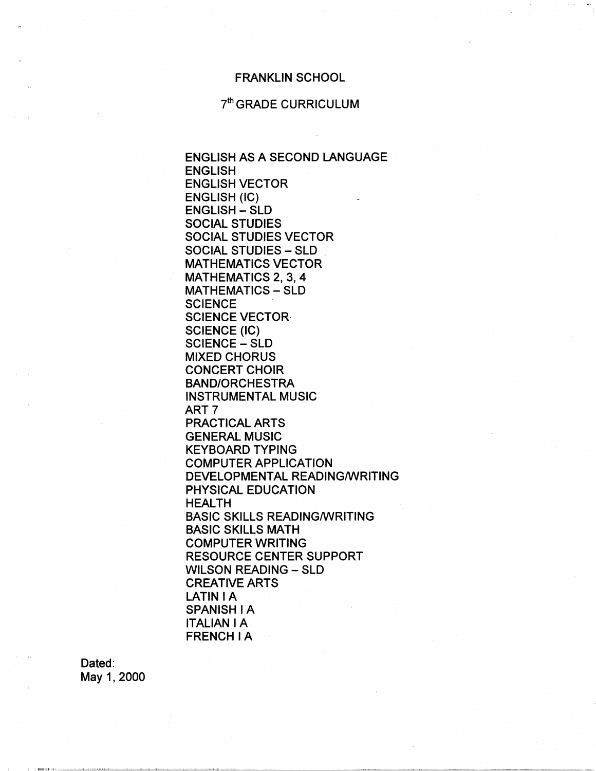# FRANKLIN SCHOOL

## 7th GRADE CURRICULUM

ENGLISH AS A SECOND LANGUAGE
ENGLISH
ENGLISH VECTOR
ENGLISH (IC)
ENGLISH – SLD
SOCIAL STUDIES
SOCIAL STUDIES VECTOR
SOCIAL STUDIES – SLD
MATHEMATICS VECTOR
MATHEMATICS 2, 3, 4
MATHEMATICS – SLD
SCIENCE
SCIENCE VECTOR
SCIENCE (IC)
SCIENCE – SLD
MIXED CHORUS
CONCERT CHOIR
BAND/ORCHESTRA
INSTRUMENTAL MUSIC
ART 7
PRACTICAL ARTS
GENERAL MUSIC
KEYBOARD TYPING
COMPUTER APPLICATION
DEVELOPMENTAL READING/WRITING
PHYSICAL EDUCATION
HEALTH
BASIC SKILLS READING/WRITING
BASIC SKILLS MATH
COMPUTER WRITING
RESOURCE CENTER SUPPORT
WILSON READING – SLD
CREATIVE ARTS
LATIN I A
SPANISH I A
ITALIAN I A
FRENCH I A

Dated:
May 1, 2000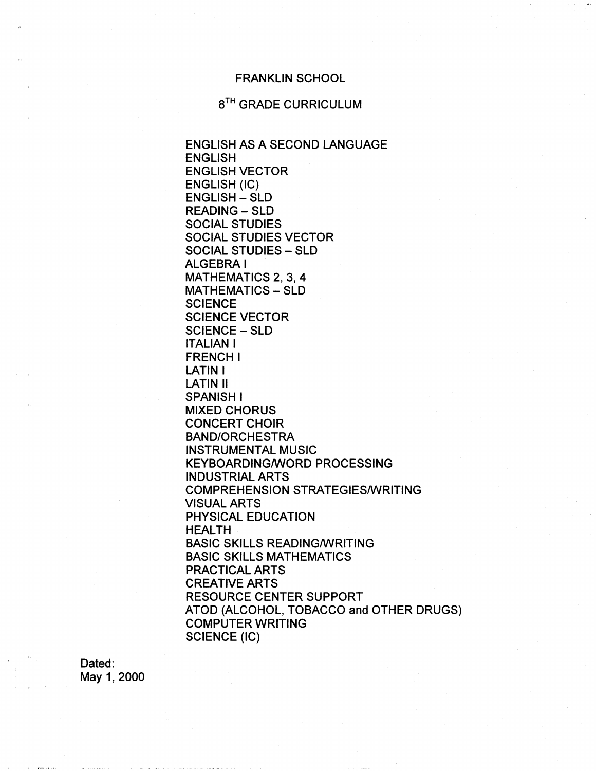# FRANKLIN SCHOOL

## 8TH GRADE CURRICULUM

ENGLISH AS A SECOND LANGUAGE
ENGLISH
ENGLISH VECTOR
ENGLISH (IC)
ENGLISH – SLD
READING – SLD
SOCIAL STUDIES
SOCIAL STUDIES VECTOR
SOCIAL STUDIES – SLD
ALGEBRA I
MATHEMATICS 2, 3, 4
MATHEMATICS – SLD
SCIENCE
SCIENCE VECTOR
SCIENCE – SLD
ITALIAN I
FRENCH I
LATIN I
LATIN II
SPANISH I
MIXED CHORUS
CONCERT CHOIR
BAND/ORCHESTRA
INSTRUMENTAL MUSIC
KEYBOARDING/WORD PROCESSING
INDUSTRIAL ARTS
COMPREHENSION STRATEGIES/WRITING
VISUAL ARTS
PHYSICAL EDUCATION
HEALTH
BASIC SKILLS READING/WRITING
BASIC SKILLS MATHEMATICS
PRACTICAL ARTS
CREATIVE ARTS
RESOURCE CENTER SUPPORT
ATOD (ALCOHOL, TOBACCO and OTHER DRUGS)
COMPUTER WRITING
SCIENCE (IC)

Dated:
May 1, 2000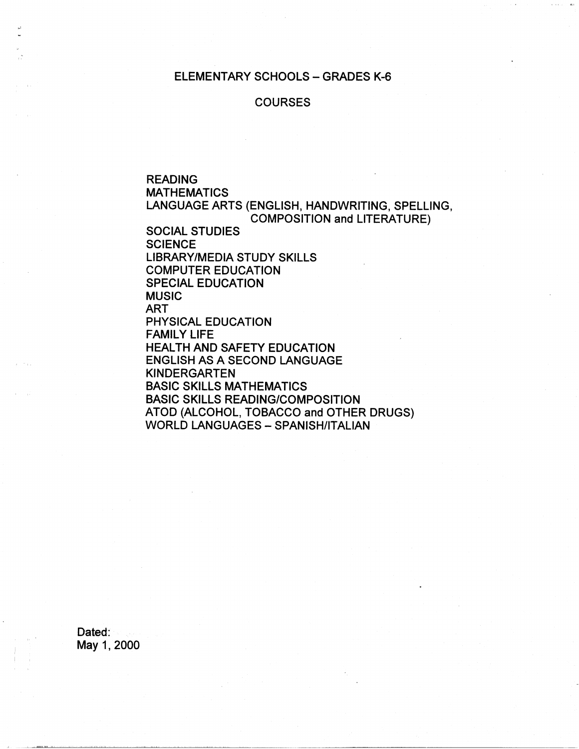# ELEMENTARY SCHOOLS – GRADES K-6

## COURSES

READING
MATHEMATICS
LANGUAGE ARTS (ENGLISH, HANDWRITING, SPELLING, COMPOSITION and LITERATURE)
SOCIAL STUDIES
SCIENCE
LIBRARY/MEDIA STUDY SKILLS
COMPUTER EDUCATION
SPECIAL EDUCATION
MUSIC
ART
PHYSICAL EDUCATION
FAMILY LIFE
HEALTH AND SAFETY EDUCATION
ENGLISH AS A SECOND LANGUAGE
KINDERGARTEN
BASIC SKILLS MATHEMATICS
BASIC SKILLS READING/COMPOSITION
ATOD (ALCOHOL, TOBACCO and OTHER DRUGS)
WORLD LANGUAGES – SPANISH/ITALIAN

Dated:
May 1, 2000